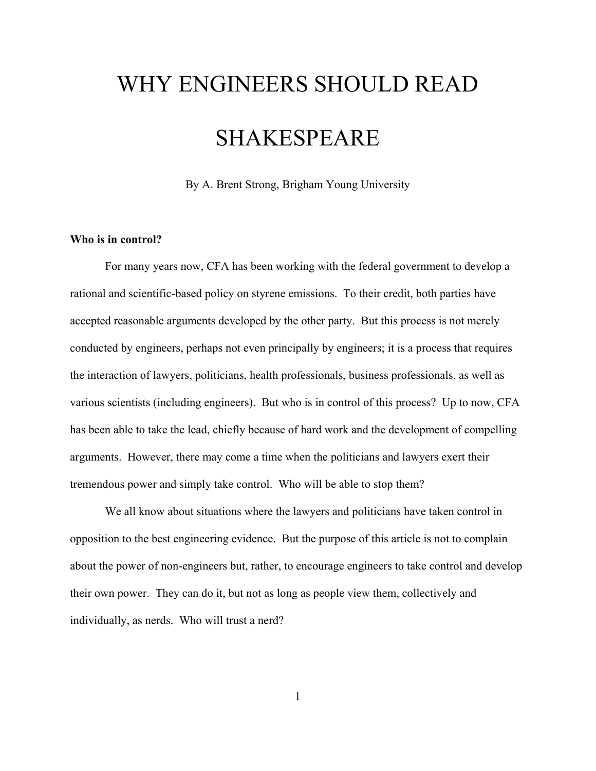# WHY ENGINEERS SHOULD READ SHAKESPEARE

By A. Brent Strong, Brigham Young University

**Who is in control?**

For many years now, CFA has been working with the federal government to develop a rational and scientific-based policy on styrene emissions. To their credit, both parties have accepted reasonable arguments developed by the other party. But this process is not merely conducted by engineers, perhaps not even principally by engineers; it is a process that requires the interaction of lawyers, politicians, health professionals, business professionals, as well as various scientists (including engineers). But who is in control of this process? Up to now, CFA has been able to take the lead, chiefly because of hard work and the development of compelling arguments. However, there may come a time when the politicians and lawyers exert their tremendous power and simply take control. Who will be able to stop them?

We all know about situations where the lawyers and politicians have taken control in opposition to the best engineering evidence. But the purpose of this article is not to complain about the power of non-engineers but, rather, to encourage engineers to take control and develop their own power. They can do it, but not as long as people view them, collectively and individually, as nerds. Who will trust a nerd?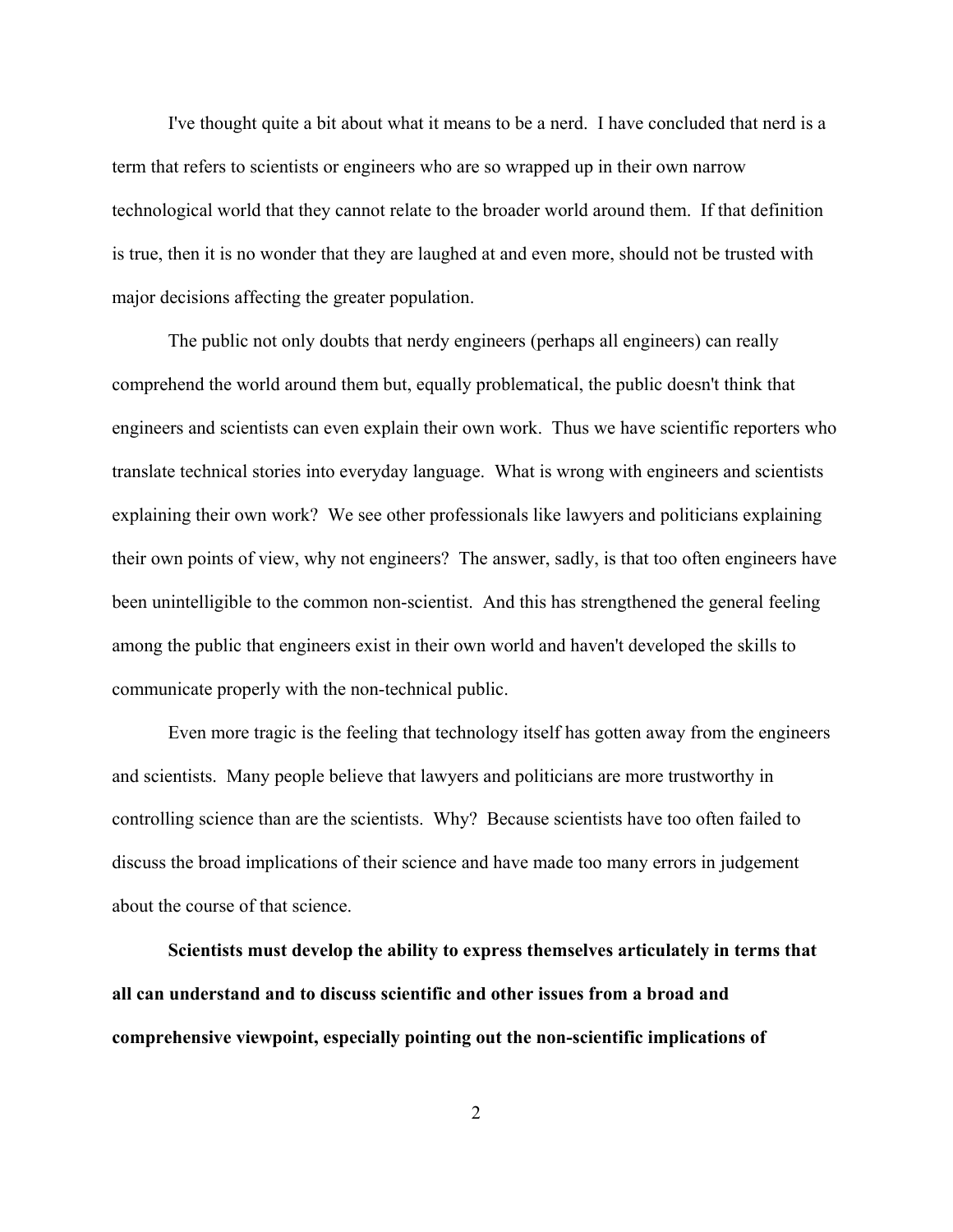I've thought quite a bit about what it means to be a nerd. I have concluded that nerd is a term that refers to scientists or engineers who are so wrapped up in their own narrow technological world that they cannot relate to the broader world around them. If that definition is true, then it is no wonder that they are laughed at and even more, should not be trusted with major decisions affecting the greater population.

The public not only doubts that nerdy engineers (perhaps all engineers) can really comprehend the world around them but, equally problematical, the public doesn't think that engineers and scientists can even explain their own work. Thus we have scientific reporters who translate technical stories into everyday language. What is wrong with engineers and scientists explaining their own work? We see other professionals like lawyers and politicians explaining their own points of view, why not engineers? The answer, sadly, is that too often engineers have been unintelligible to the common non-scientist. And this has strengthened the general feeling among the public that engineers exist in their own world and haven't developed the skills to communicate properly with the non-technical public.

Even more tragic is the feeling that technology itself has gotten away from the engineers and scientists. Many people believe that lawyers and politicians are more trustworthy in controlling science than are the scientists. Why? Because scientists have too often failed to discuss the broad implications of their science and have made too many errors in judgement about the course of that science.

**Scientists must develop the ability to express themselves articulately in terms that all can understand and to discuss scientific and other issues from a broad and comprehensive viewpoint, especially pointing out the non-scientific implications of**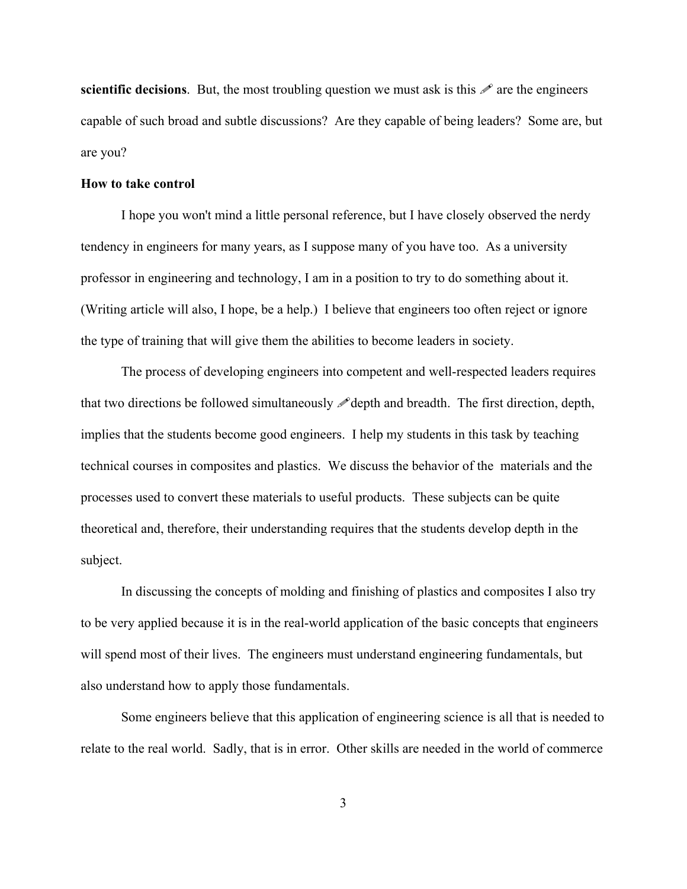**scientific decisions**. But, the most troubling question we must ask is this ✐ are the engineers capable of such broad and subtle discussions? Are they capable of being leaders? Some are, but are you?

**How to take control**

I hope you won't mind a little personal reference, but I have closely observed the nerdy tendency in engineers for many years, as I suppose many of you have too. As a university professor in engineering and technology, I am in a position to try to do something about it. (Writing article will also, I hope, be a help.) I believe that engineers too often reject or ignore the type of training that will give them the abilities to become leaders in society.

The process of developing engineers into competent and well-respected leaders requires that two directions be followed simultaneously ✐depth and breadth. The first direction, depth, implies that the students become good engineers. I help my students in this task by teaching technical courses in composites and plastics. We discuss the behavior of the materials and the processes used to convert these materials to useful products. These subjects can be quite theoretical and, therefore, their understanding requires that the students develop depth in the subject.

In discussing the concepts of molding and finishing of plastics and composites I also try to be very applied because it is in the real-world application of the basic concepts that engineers will spend most of their lives. The engineers must understand engineering fundamentals, but also understand how to apply those fundamentals.

Some engineers believe that this application of engineering science is all that is needed to relate to the real world. Sadly, that is in error. Other skills are needed in the world of commerce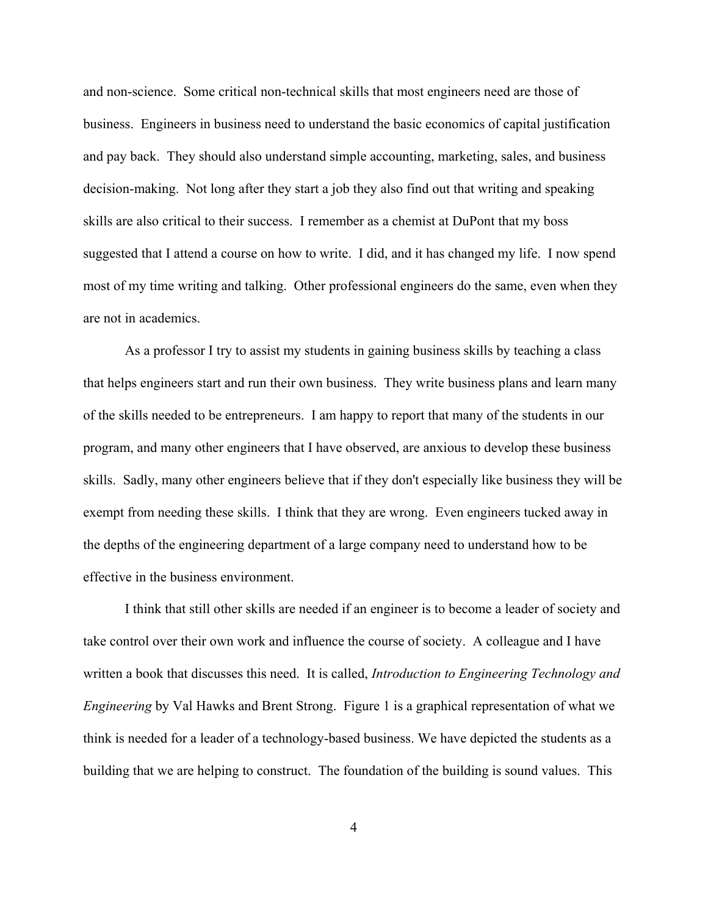and non-science. Some critical non-technical skills that most engineers need are those of business. Engineers in business need to understand the basic economics of capital justification and pay back. They should also understand simple accounting, marketing, sales, and business decision-making. Not long after they start a job they also find out that writing and speaking skills are also critical to their success. I remember as a chemist at DuPont that my boss suggested that I attend a course on how to write. I did, and it has changed my life. I now spend most of my time writing and talking. Other professional engineers do the same, even when they are not in academics.

As a professor I try to assist my students in gaining business skills by teaching a class that helps engineers start and run their own business. They write business plans and learn many of the skills needed to be entrepreneurs. I am happy to report that many of the students in our program, and many other engineers that I have observed, are anxious to develop these business skills. Sadly, many other engineers believe that if they don't especially like business they will be exempt from needing these skills. I think that they are wrong. Even engineers tucked away in the depths of the engineering department of a large company need to understand how to be effective in the business environment.

I think that still other skills are needed if an engineer is to become a leader of society and take control over their own work and influence the course of society. A colleague and I have written a book that discusses this need. It is called, *Introduction to Engineering Technology and Engineering* by Val Hawks and Brent Strong. Figure 1 is a graphical representation of what we think is needed for a leader of a technology-based business. We have depicted the students as a building that we are helping to construct. The foundation of the building is sound values. This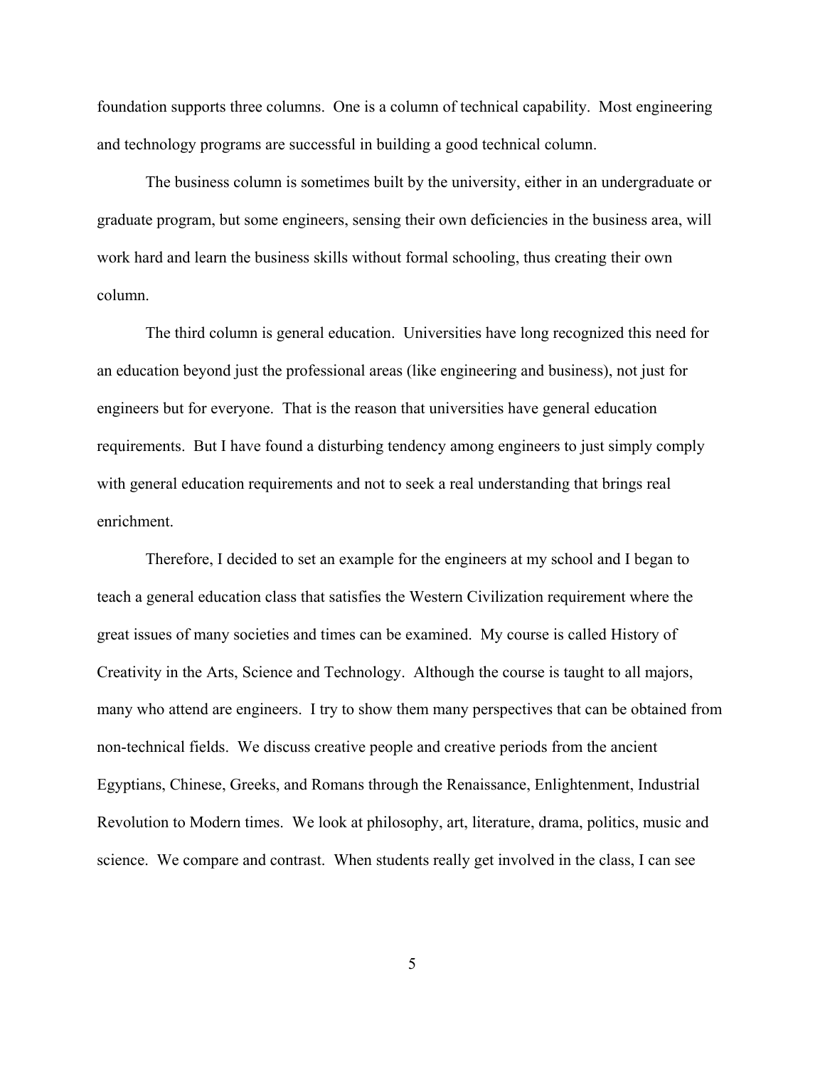foundation supports three columns. One is a column of technical capability. Most engineering and technology programs are successful in building a good technical column.

The business column is sometimes built by the university, either in an undergraduate or graduate program, but some engineers, sensing their own deficiencies in the business area, will work hard and learn the business skills without formal schooling, thus creating their own column.

The third column is general education. Universities have long recognized this need for an education beyond just the professional areas (like engineering and business), not just for engineers but for everyone. That is the reason that universities have general education requirements. But I have found a disturbing tendency among engineers to just simply comply with general education requirements and not to seek a real understanding that brings real enrichment.

Therefore, I decided to set an example for the engineers at my school and I began to teach a general education class that satisfies the Western Civilization requirement where the great issues of many societies and times can be examined. My course is called History of Creativity in the Arts, Science and Technology. Although the course is taught to all majors, many who attend are engineers. I try to show them many perspectives that can be obtained from non-technical fields. We discuss creative people and creative periods from the ancient Egyptians, Chinese, Greeks, and Romans through the Renaissance, Enlightenment, Industrial Revolution to Modern times. We look at philosophy, art, literature, drama, politics, music and science. We compare and contrast. When students really get involved in the class, I can see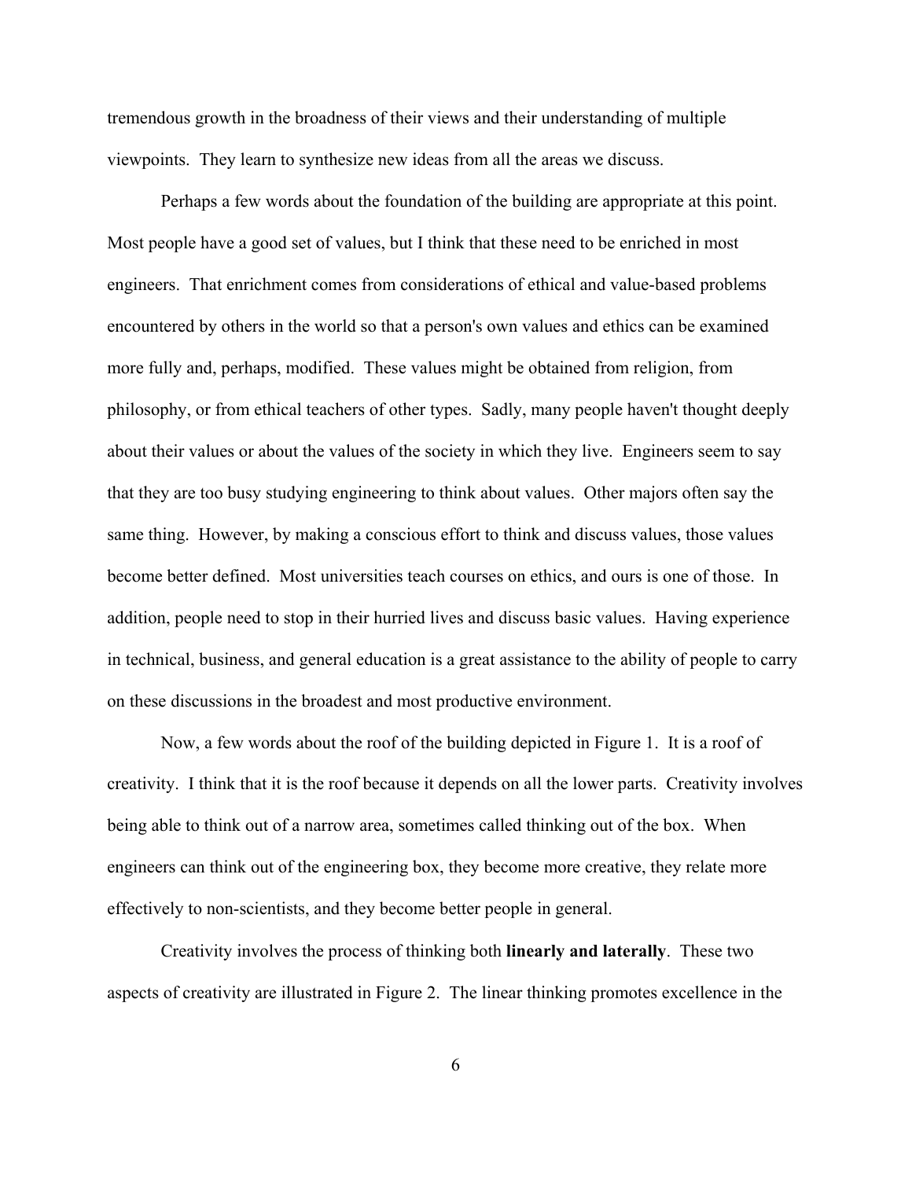tremendous growth in the broadness of their views and their understanding of multiple viewpoints. They learn to synthesize new ideas from all the areas we discuss.

Perhaps a few words about the foundation of the building are appropriate at this point. Most people have a good set of values, but I think that these need to be enriched in most engineers. That enrichment comes from considerations of ethical and value-based problems encountered by others in the world so that a person's own values and ethics can be examined more fully and, perhaps, modified. These values might be obtained from religion, from philosophy, or from ethical teachers of other types. Sadly, many people haven't thought deeply about their values or about the values of the society in which they live. Engineers seem to say that they are too busy studying engineering to think about values. Other majors often say the same thing. However, by making a conscious effort to think and discuss values, those values become better defined. Most universities teach courses on ethics, and ours is one of those. In addition, people need to stop in their hurried lives and discuss basic values. Having experience in technical, business, and general education is a great assistance to the ability of people to carry on these discussions in the broadest and most productive environment.

Now, a few words about the roof of the building depicted in Figure 1. It is a roof of creativity. I think that it is the roof because it depends on all the lower parts. Creativity involves being able to think out of a narrow area, sometimes called thinking out of the box. When engineers can think out of the engineering box, they become more creative, they relate more effectively to non-scientists, and they become better people in general.

Creativity involves the process of thinking both **linearly and laterally**. These two aspects of creativity are illustrated in Figure 2. The linear thinking promotes excellence in the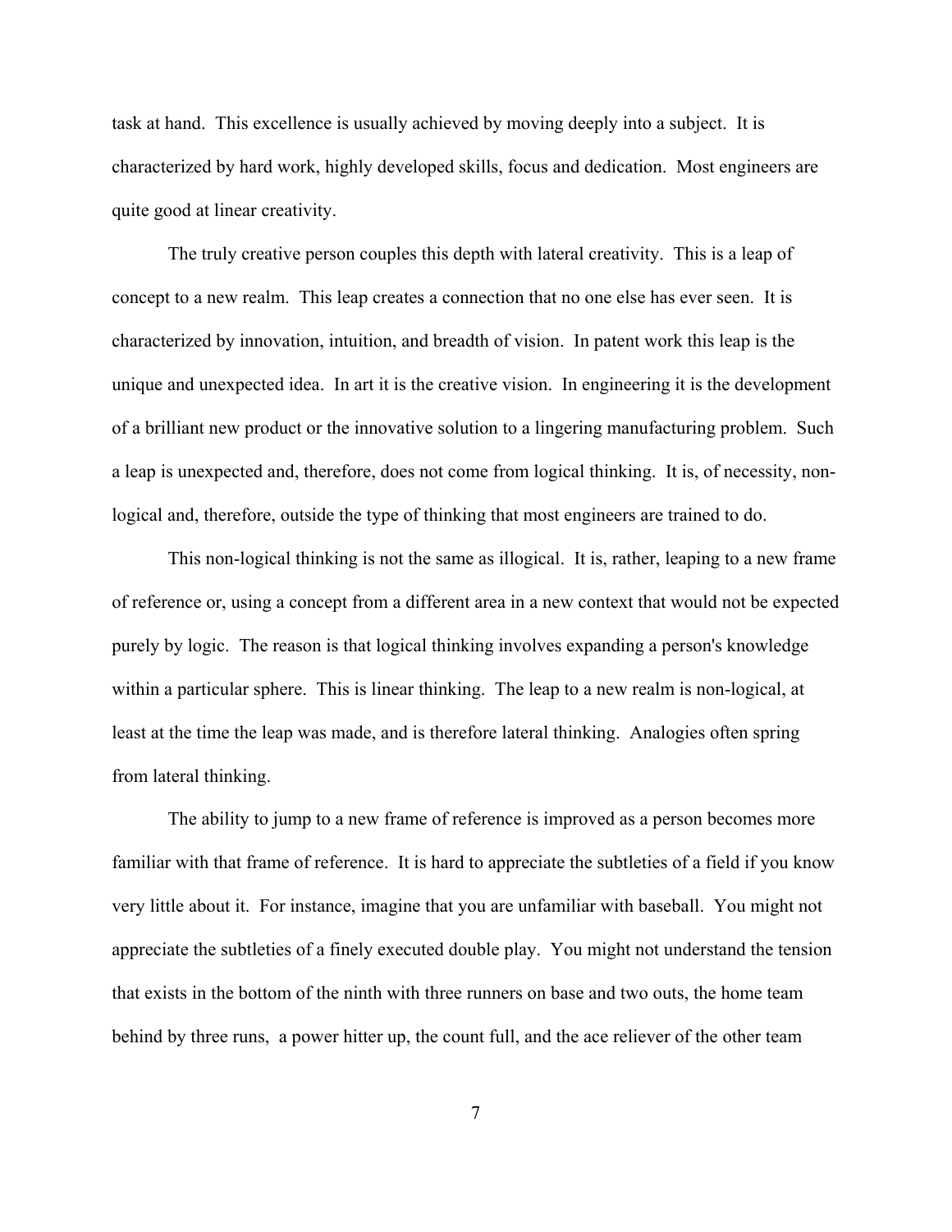task at hand. This excellence is usually achieved by moving deeply into a subject. It is characterized by hard work, highly developed skills, focus and dedication. Most engineers are quite good at linear creativity.

The truly creative person couples this depth with lateral creativity. This is a leap of concept to a new realm. This leap creates a connection that no one else has ever seen. It is characterized by innovation, intuition, and breadth of vision. In patent work this leap is the unique and unexpected idea. In art it is the creative vision. In engineering it is the development of a brilliant new product or the innovative solution to a lingering manufacturing problem. Such a leap is unexpected and, therefore, does not come from logical thinking. It is, of necessity, non-logical and, therefore, outside the type of thinking that most engineers are trained to do.

This non-logical thinking is not the same as illogical. It is, rather, leaping to a new frame of reference or, using a concept from a different area in a new context that would not be expected purely by logic. The reason is that logical thinking involves expanding a person's knowledge within a particular sphere. This is linear thinking. The leap to a new realm is non-logical, at least at the time the leap was made, and is therefore lateral thinking. Analogies often spring from lateral thinking.

The ability to jump to a new frame of reference is improved as a person becomes more familiar with that frame of reference. It is hard to appreciate the subtleties of a field if you know very little about it. For instance, imagine that you are unfamiliar with baseball. You might not appreciate the subtleties of a finely executed double play. You might not understand the tension that exists in the bottom of the ninth with three runners on base and two outs, the home team behind by three runs, a power hitter up, the count full, and the ace reliever of the other team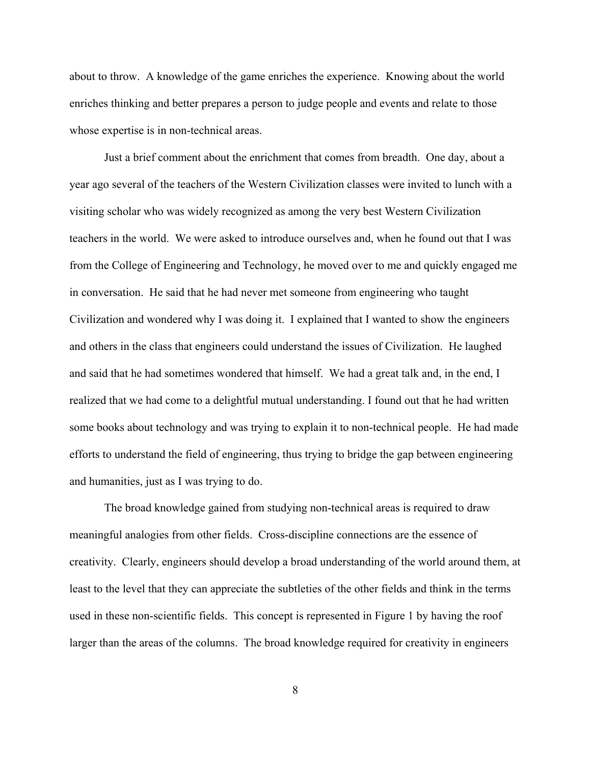about to throw. A knowledge of the game enriches the experience. Knowing about the world enriches thinking and better prepares a person to judge people and events and relate to those whose expertise is in non-technical areas.

Just a brief comment about the enrichment that comes from breadth. One day, about a year ago several of the teachers of the Western Civilization classes were invited to lunch with a visiting scholar who was widely recognized as among the very best Western Civilization teachers in the world. We were asked to introduce ourselves and, when he found out that I was from the College of Engineering and Technology, he moved over to me and quickly engaged me in conversation. He said that he had never met someone from engineering who taught Civilization and wondered why I was doing it. I explained that I wanted to show the engineers and others in the class that engineers could understand the issues of Civilization. He laughed and said that he had sometimes wondered that himself. We had a great talk and, in the end, I realized that we had come to a delightful mutual understanding. I found out that he had written some books about technology and was trying to explain it to non-technical people. He had made efforts to understand the field of engineering, thus trying to bridge the gap between engineering and humanities, just as I was trying to do.

The broad knowledge gained from studying non-technical areas is required to draw meaningful analogies from other fields. Cross-discipline connections are the essence of creativity. Clearly, engineers should develop a broad understanding of the world around them, at least to the level that they can appreciate the subtleties of the other fields and think in the terms used in these non-scientific fields. This concept is represented in Figure 1 by having the roof larger than the areas of the columns. The broad knowledge required for creativity in engineers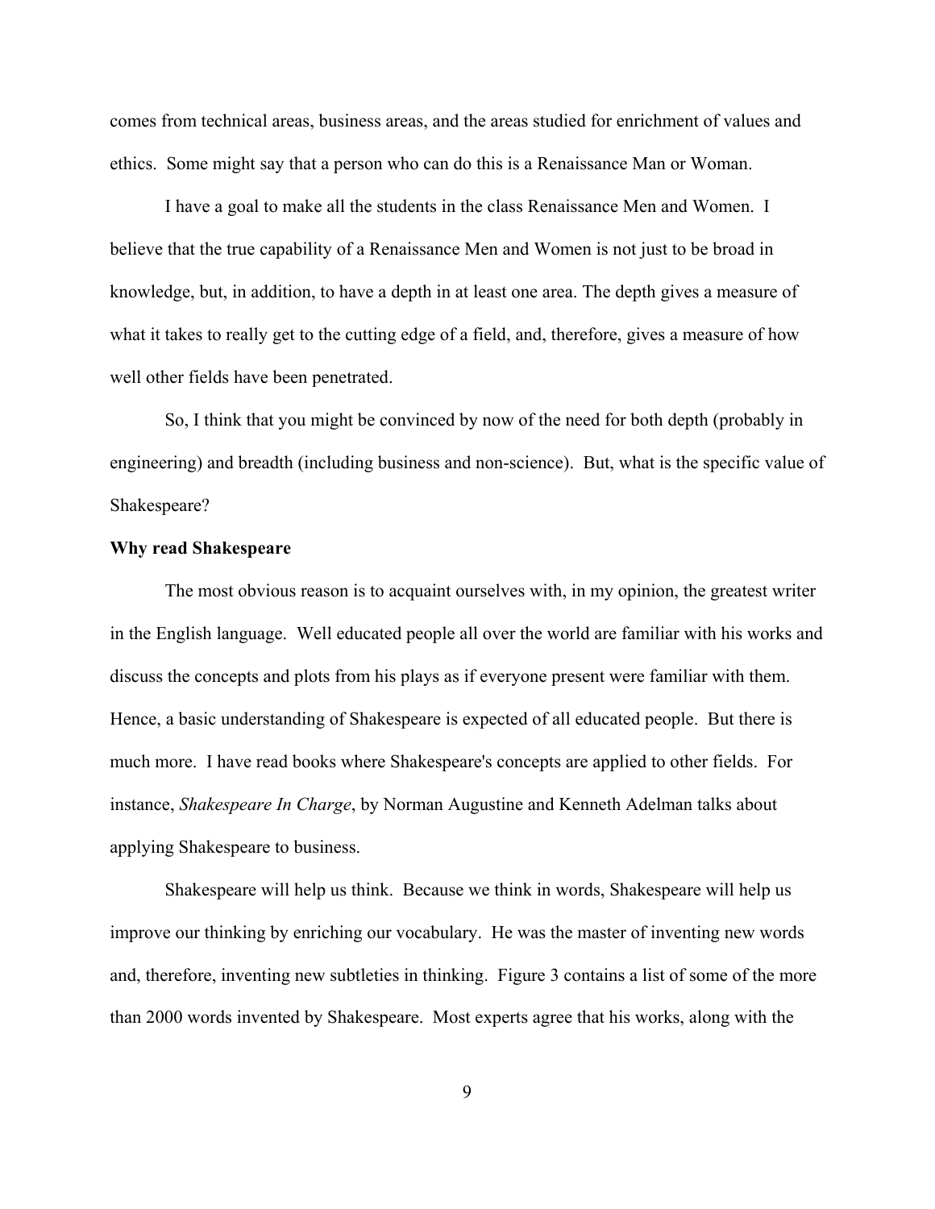comes from technical areas, business areas, and the areas studied for enrichment of values and ethics. Some might say that a person who can do this is a Renaissance Man or Woman.

I have a goal to make all the students in the class Renaissance Men and Women. I believe that the true capability of a Renaissance Men and Women is not just to be broad in knowledge, but, in addition, to have a depth in at least one area. The depth gives a measure of what it takes to really get to the cutting edge of a field, and, therefore, gives a measure of how well other fields have been penetrated.

So, I think that you might be convinced by now of the need for both depth (probably in engineering) and breadth (including business and non-science). But, what is the specific value of Shakespeare?

**Why read Shakespeare**

The most obvious reason is to acquaint ourselves with, in my opinion, the greatest writer in the English language. Well educated people all over the world are familiar with his works and discuss the concepts and plots from his plays as if everyone present were familiar with them. Hence, a basic understanding of Shakespeare is expected of all educated people. But there is much more. I have read books where Shakespeare's concepts are applied to other fields. For instance, *Shakespeare In Charge*, by Norman Augustine and Kenneth Adelman talks about applying Shakespeare to business.

Shakespeare will help us think. Because we think in words, Shakespeare will help us improve our thinking by enriching our vocabulary. He was the master of inventing new words and, therefore, inventing new subtleties in thinking. Figure 3 contains a list of some of the more than 2000 words invented by Shakespeare. Most experts agree that his works, along with the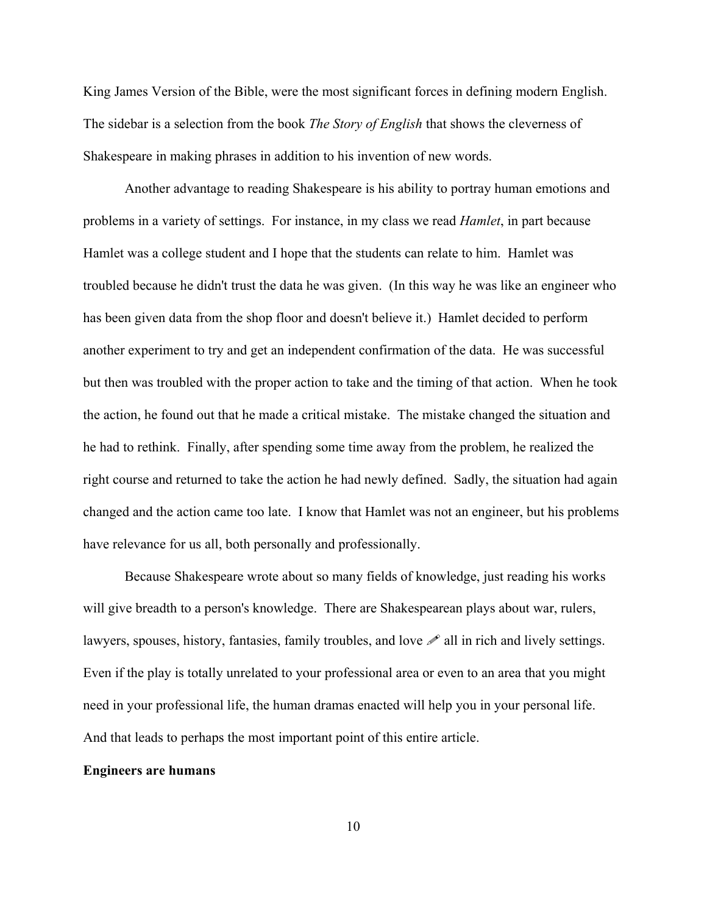King James Version of the Bible, were the most significant forces in defining modern English. The sidebar is a selection from the book *The Story of English* that shows the cleverness of Shakespeare in making phrases in addition to his invention of new words.

Another advantage to reading Shakespeare is his ability to portray human emotions and problems in a variety of settings. For instance, in my class we read *Hamlet*, in part because Hamlet was a college student and I hope that the students can relate to him. Hamlet was troubled because he didn't trust the data he was given. (In this way he was like an engineer who has been given data from the shop floor and doesn't believe it.) Hamlet decided to perform another experiment to try and get an independent confirmation of the data. He was successful but then was troubled with the proper action to take and the timing of that action. When he took the action, he found out that he made a critical mistake. The mistake changed the situation and he had to rethink. Finally, after spending some time away from the problem, he realized the right course and returned to take the action he had newly defined. Sadly, the situation had again changed and the action came too late. I know that Hamlet was not an engineer, but his problems have relevance for us all, both personally and professionally.

Because Shakespeare wrote about so many fields of knowledge, just reading his works will give breadth to a person's knowledge. There are Shakespearean plays about war, rulers, lawyers, spouses, history, fantasies, family troubles, and love ✐ all in rich and lively settings. Even if the play is totally unrelated to your professional area or even to an area that you might need in your professional life, the human dramas enacted will help you in your personal life. And that leads to perhaps the most important point of this entire article.

**Engineers are humans**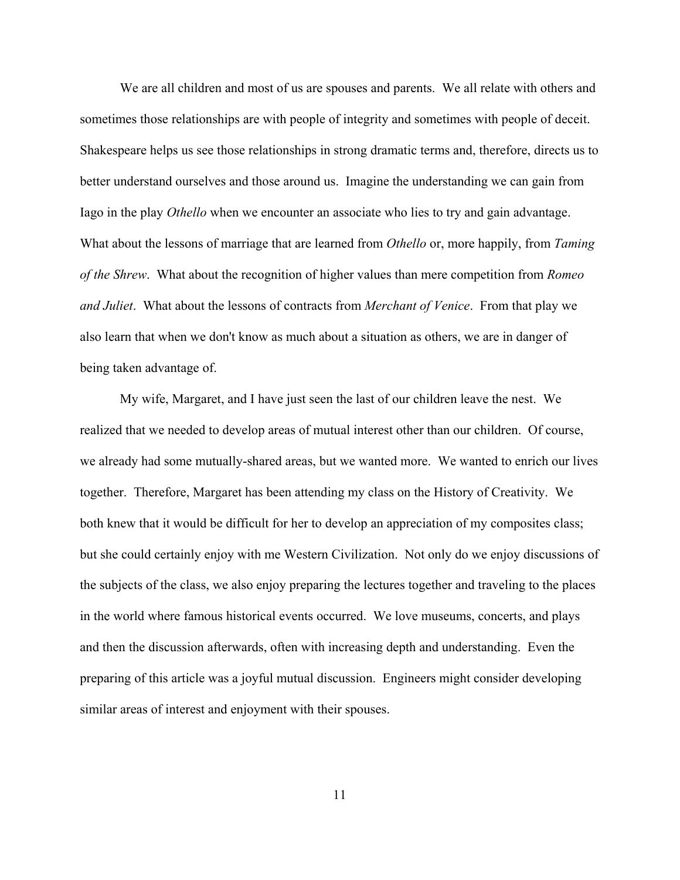We are all children and most of us are spouses and parents. We all relate with others and sometimes those relationships are with people of integrity and sometimes with people of deceit. Shakespeare helps us see those relationships in strong dramatic terms and, therefore, directs us to better understand ourselves and those around us. Imagine the understanding we can gain from Iago in the play *Othello* when we encounter an associate who lies to try and gain advantage. What about the lessons of marriage that are learned from *Othello* or, more happily, from *Taming of the Shrew*. What about the recognition of higher values than mere competition from *Romeo and Juliet*. What about the lessons of contracts from *Merchant of Venice*. From that play we also learn that when we don't know as much about a situation as others, we are in danger of being taken advantage of.

My wife, Margaret, and I have just seen the last of our children leave the nest. We realized that we needed to develop areas of mutual interest other than our children. Of course, we already had some mutually-shared areas, but we wanted more. We wanted to enrich our lives together. Therefore, Margaret has been attending my class on the History of Creativity. We both knew that it would be difficult for her to develop an appreciation of my composites class; but she could certainly enjoy with me Western Civilization. Not only do we enjoy discussions of the subjects of the class, we also enjoy preparing the lectures together and traveling to the places in the world where famous historical events occurred. We love museums, concerts, and plays and then the discussion afterwards, often with increasing depth and understanding. Even the preparing of this article was a joyful mutual discussion. Engineers might consider developing similar areas of interest and enjoyment with their spouses.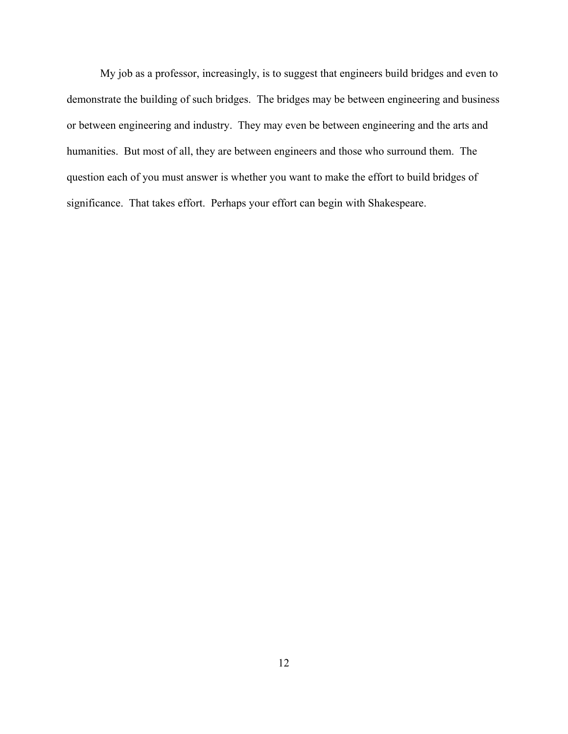My job as a professor, increasingly, is to suggest that engineers build bridges and even to demonstrate the building of such bridges. The bridges may be between engineering and business or between engineering and industry. They may even be between engineering and the arts and humanities. But most of all, they are between engineers and those who surround them. The question each of you must answer is whether you want to make the effort to build bridges of significance. That takes effort. Perhaps your effort can begin with Shakespeare.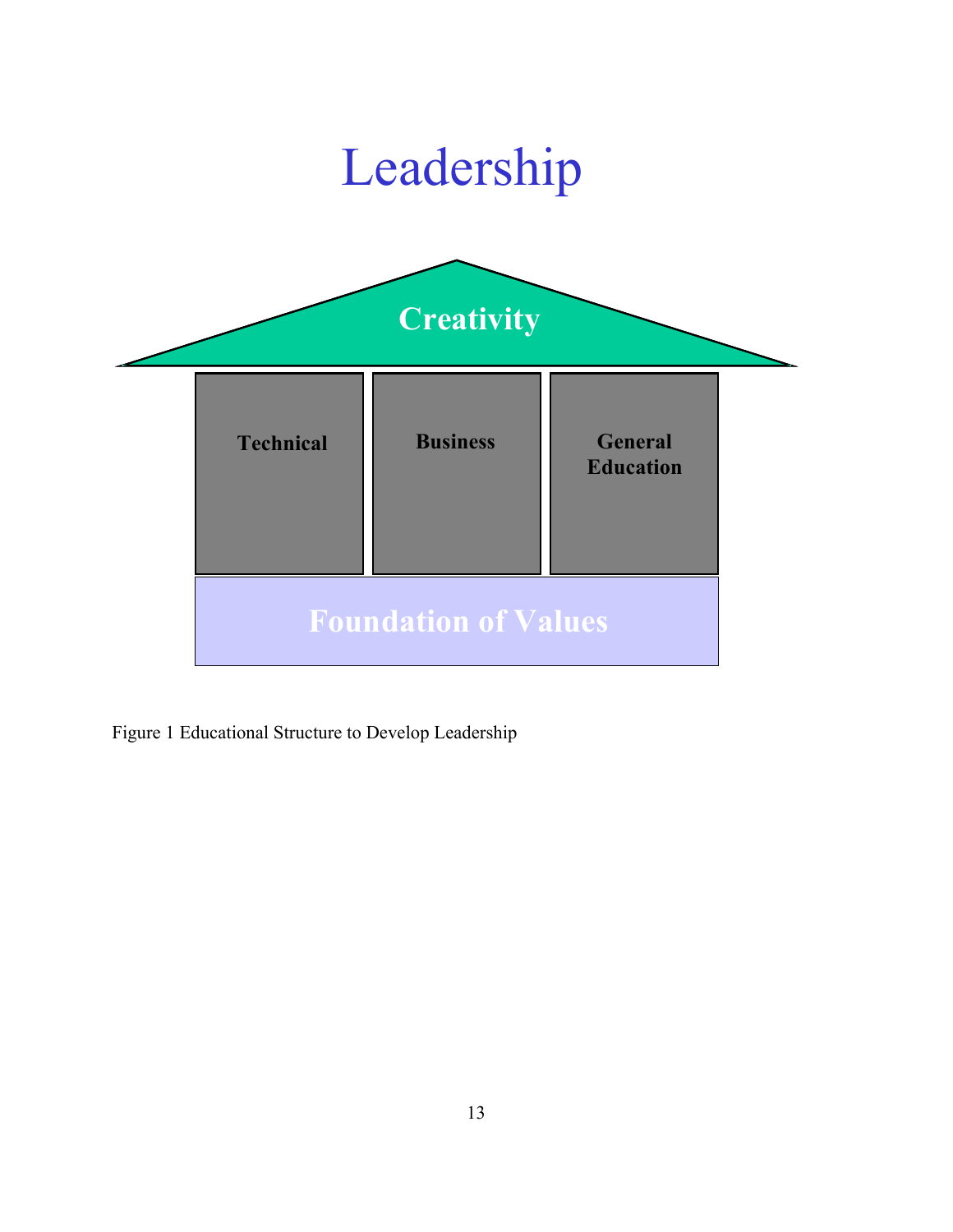# Leadership

Creativity

| Technical | Business | General Education |
|---|---|---|

Foundation of Values

Figure 1 Educational Structure to Develop Leadership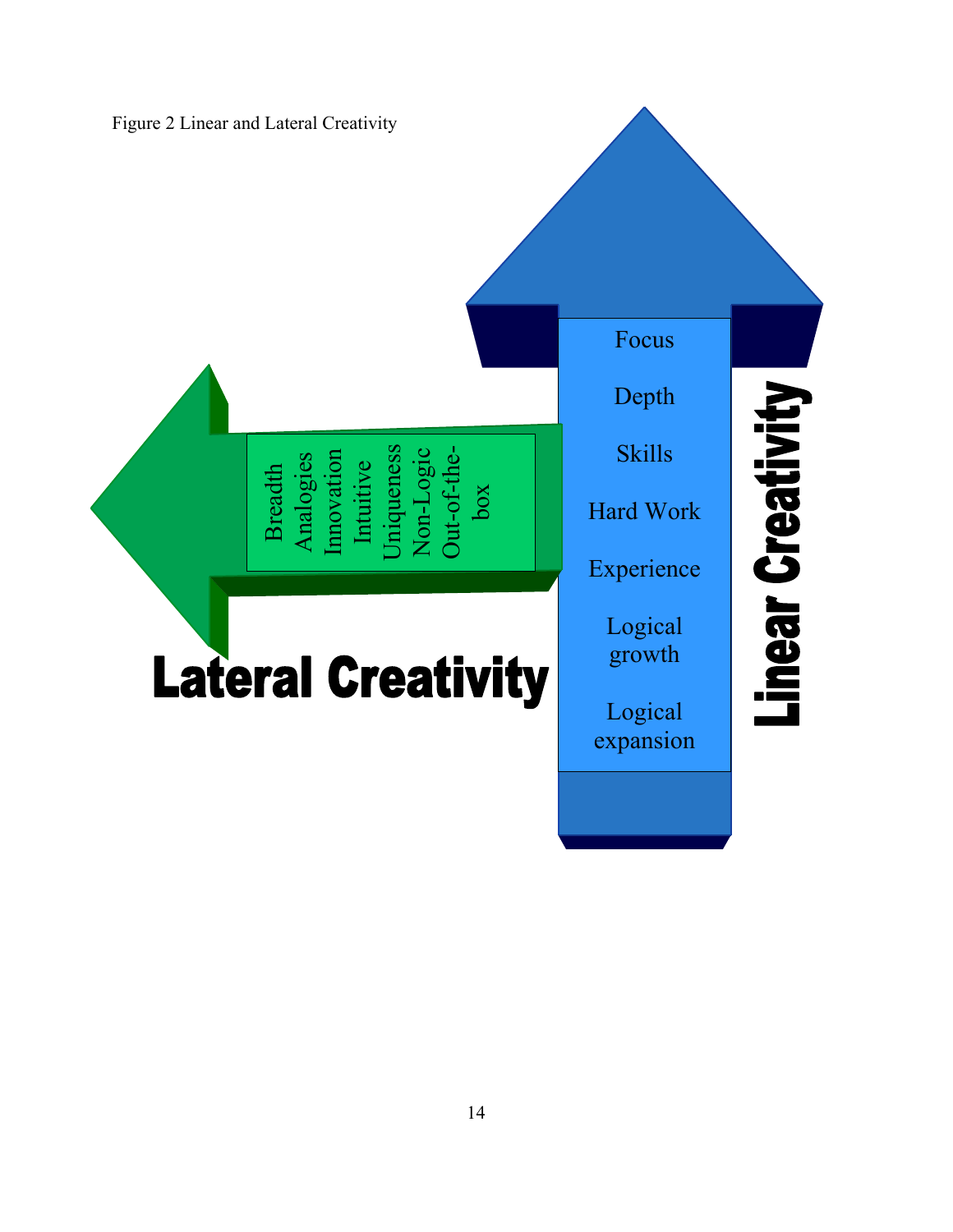Figure 2 Linear and Lateral Creativity

**Lateral Creativity**

- Breadth
- Analogies
- Innovation
- Intuitive
- Uniqueness
- Non-Logic
- Out-of-the-box

**Linear Creativity**

- Focus
- Depth
- Skills
- Hard Work
- Experience
- Logical growth
- Logical expansion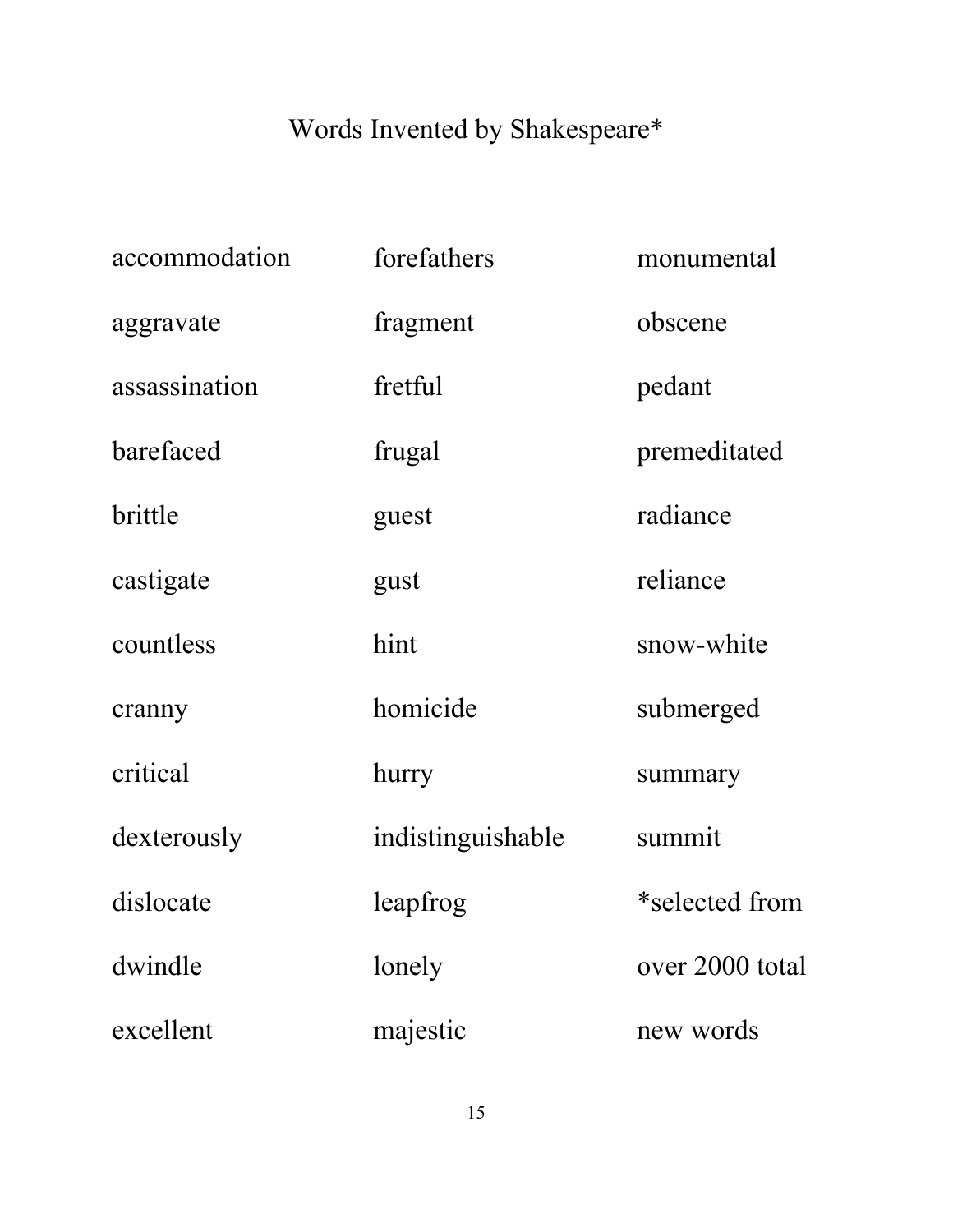# Words Invented by Shakespeare*

- accommodation
- aggravate
- assassination
- barefaced
- brittle
- castigate
- countless
- cranny
- critical
- dexterously
- dislocate
- dwindle
- excellent
- forefathers
- fragment
- fretful
- frugal
- guest
- gust
- hint
- homicide
- hurry
- indistinguishable
- leapfrog
- lonely
- majestic
- monumental
- obscene
- pedant
- premeditated
- radiance
- reliance
- snow-white
- submerged
- summary
- summit

*selected from over 2000 total new words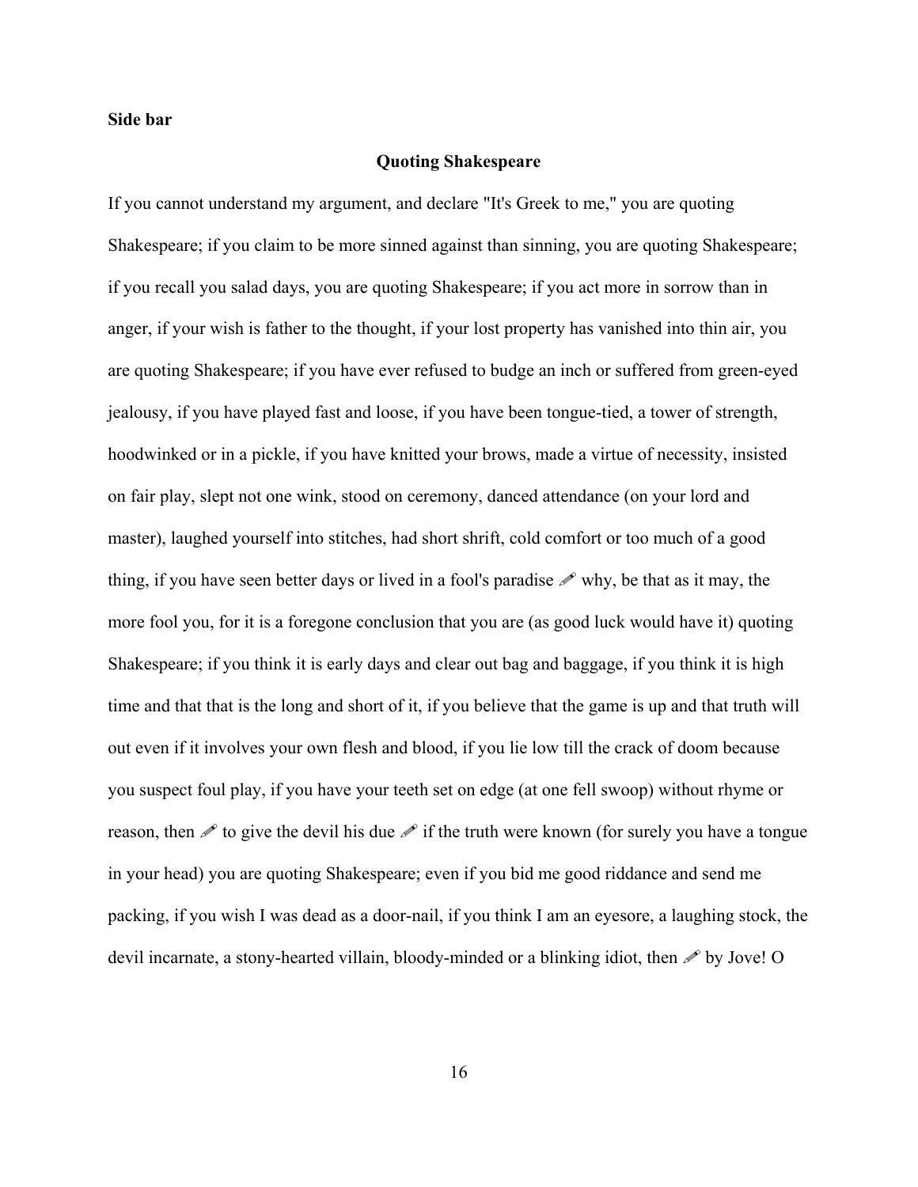**Side bar**

**Quoting Shakespeare**

If you cannot understand my argument, and declare "It's Greek to me," you are quoting Shakespeare; if you claim to be more sinned against than sinning, you are quoting Shakespeare; if you recall you salad days, you are quoting Shakespeare; if you act more in sorrow than in anger, if your wish is father to the thought, if your lost property has vanished into thin air, you are quoting Shakespeare; if you have ever refused to budge an inch or suffered from green-eyed jealousy, if you have played fast and loose, if you have been tongue-tied, a tower of strength, hoodwinked or in a pickle, if you have knitted your brows, made a virtue of necessity, insisted on fair play, slept not one wink, stood on ceremony, danced attendance (on your lord and master), laughed yourself into stitches, had short shrift, cold comfort or too much of a good thing, if you have seen better days or lived in a fool's paradise ✐ why, be that as it may, the more fool you, for it is a foregone conclusion that you are (as good luck would have it) quoting Shakespeare; if you think it is early days and clear out bag and baggage, if you think it is high time and that that is the long and short of it, if you believe that the game is up and that truth will out even if it involves your own flesh and blood, if you lie low till the crack of doom because you suspect foul play, if you have your teeth set on edge (at one fell swoop) without rhyme or reason, then ✐ to give the devil his due ✐ if the truth were known (for surely you have a tongue in your head) you are quoting Shakespeare; even if you bid me good riddance and send me packing, if you wish I was dead as a door-nail, if you think I am an eyesore, a laughing stock, the devil incarnate, a stony-hearted villain, bloody-minded or a blinking idiot, then ✐ by Jove! O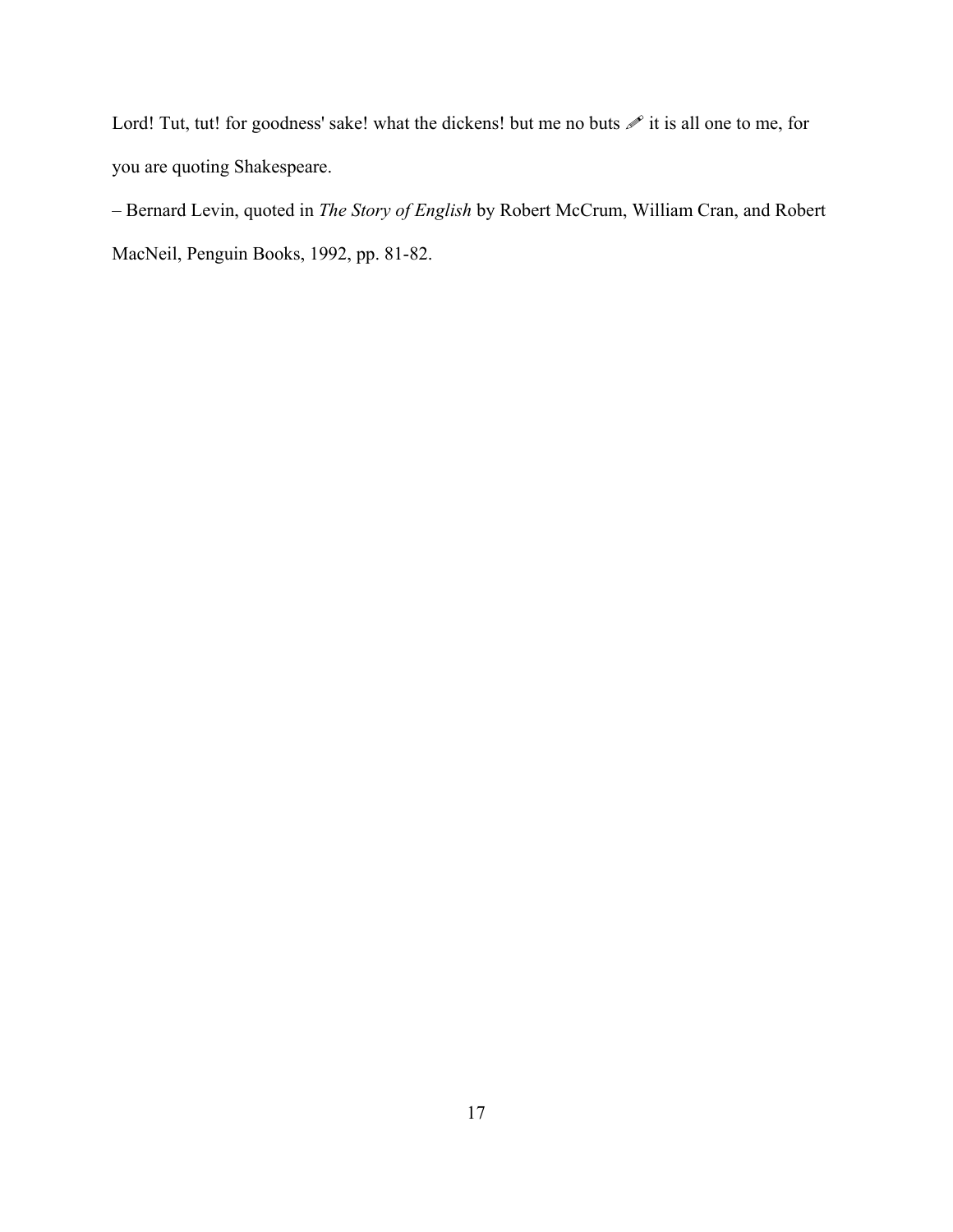Lord! Tut, tut! for goodness' sake! what the dickens! but me no buts ✐ it is all one to me, for you are quoting Shakespeare.

– Bernard Levin, quoted in *The Story of English* by Robert McCrum, William Cran, and Robert MacNeil, Penguin Books, 1992, pp. 81-82.